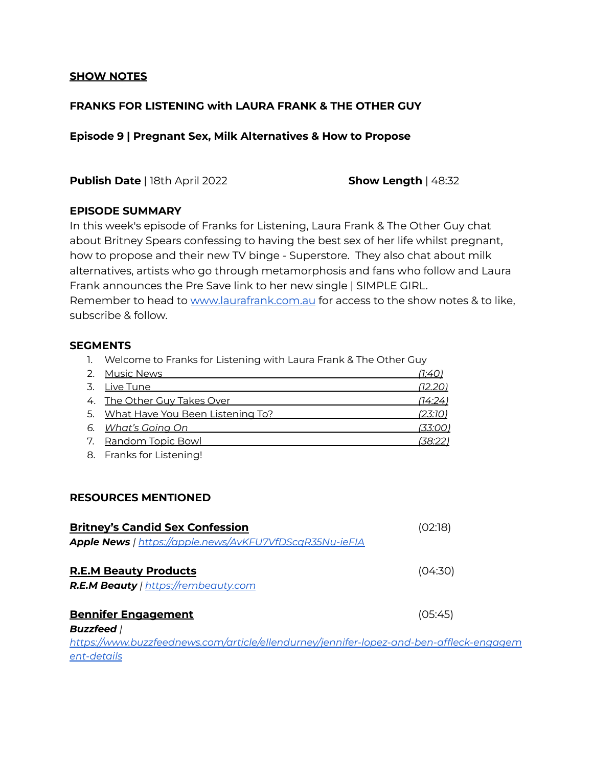**SHOW NOTES**

**FRANKS FOR LISTENING with LAURA FRANK & THE OTHER GUY**

**Episode 9 | Pregnant Sex, Milk Alternatives & How to Propose**

**Publish Date** | 18th April 2022 **Show Length** | 48:32

**EPISODE SUMMARY**

In this week's episode of Franks for Listening, Laura Frank & The Other Guy chat about Britney Spears confessing to having the best sex of her life whilst pregnant, how to propose and their new TV binge - Superstore. They also chat about milk alternatives, artists who go through metamorphosis and fans who follow and Laura Frank announces the Pre Save link to her new single | SIMPLE GIRL.
Remember to head to www.laurafrank.com.au for access to the show notes & to like, subscribe & follow.

**SEGMENTS**

1. Welcome to Franks for Listening with Laura Frank & The Other Guy
2. Music News *(1:40)*
3. Live Tune *(12.20)*
4. The Other Guy Takes Over *(14:24)*
5. What Have You Been Listening To? *(23:10)*
6. *What's Going On* *(33:00)*
7. Random Topic Bowl *(38:22)*
8. Franks for Listening!

**RESOURCES MENTIONED**

**Britney's Candid Sex Confession** (02:18)
***Apple News*** | *https://apple.news/AvKFU7VfDScqR35Nu-ieFIA*

**R.E.M Beauty Products** (04:30)
***R.E.M Beauty*** | *https://rembeauty.com*

**Bennifer Engagement** (05:45)
***Buzzfeed*** |
*https://www.buzzfeednews.com/article/ellendurney/jennifer-lopez-and-ben-affleck-engagement-details*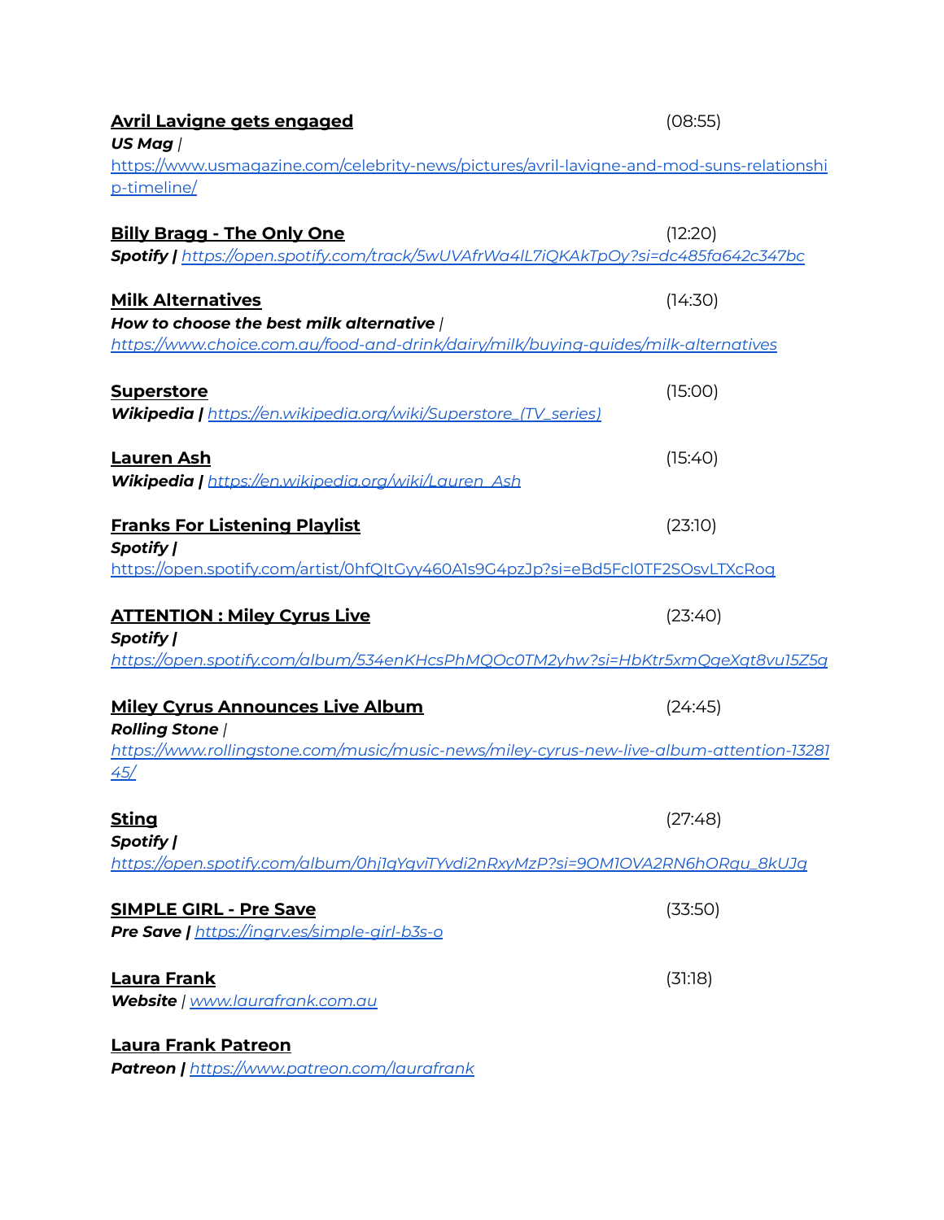**Avril Lavigne gets engaged** (08:55)
***US Mag*** |
https://www.usmagazine.com/celebrity-news/pictures/avril-lavigne-and-mod-suns-relationship-timeline/

**Billy Bragg - The Only One** (12:20)
***Spotify*** **|** *https://open.spotify.com/track/5wUVAfrWa4lL7iQKAkTpOy?si=dc485fa642c347bc*

**Milk Alternatives** (14:30)
***How to choose the best milk alternative*** |
*https://www.choice.com.au/food-and-drink/dairy/milk/buying-guides/milk-alternatives*

**Superstore** (15:00)
***Wikipedia*** **|** *https://en.wikipedia.org/wiki/Superstore_(TV_series)*

**Lauren Ash** (15:40)
***Wikipedia*** **|** *https://en.wikipedia.org/wiki/Lauren_Ash*

**Franks For Listening Playlist** (23:10)
***Spotify*** **|**
https://open.spotify.com/artist/0hfQItGyy460A1s9G4pzJp?si=eBd5Fcl0TF2SOsvLTXcRog

**ATTENTION : Miley Cyrus Live** (23:40)
***Spotify*** **|**
*https://open.spotify.com/album/534enKHcsPhMQOc0TM2yhw?si=HbKtr5xmQgeXqt8vu15Z5g*

**Miley Cyrus Announces Live Album** (24:45)
***Rolling Stone*** |
*https://www.rollingstone.com/music/music-news/miley-cyrus-new-live-album-attention-1328145/*

**Sting** (27:48)
***Spotify*** **|**
*https://open.spotify.com/album/0hj1gYqviTYvdi2nRxyMzP?si=9OM1OVA2RN6hORqu_8kUJg*

**SIMPLE GIRL - Pre Save** (33:50)
***Pre Save*** **|** *https://ingrv.es/simple-girl-b3s-o*

**Laura Frank** (31:18)
***Website*** | *www.laurafrank.com.au*

**Laura Frank Patreon**
***Patreon*** **|** *https://www.patreon.com/laurafrank*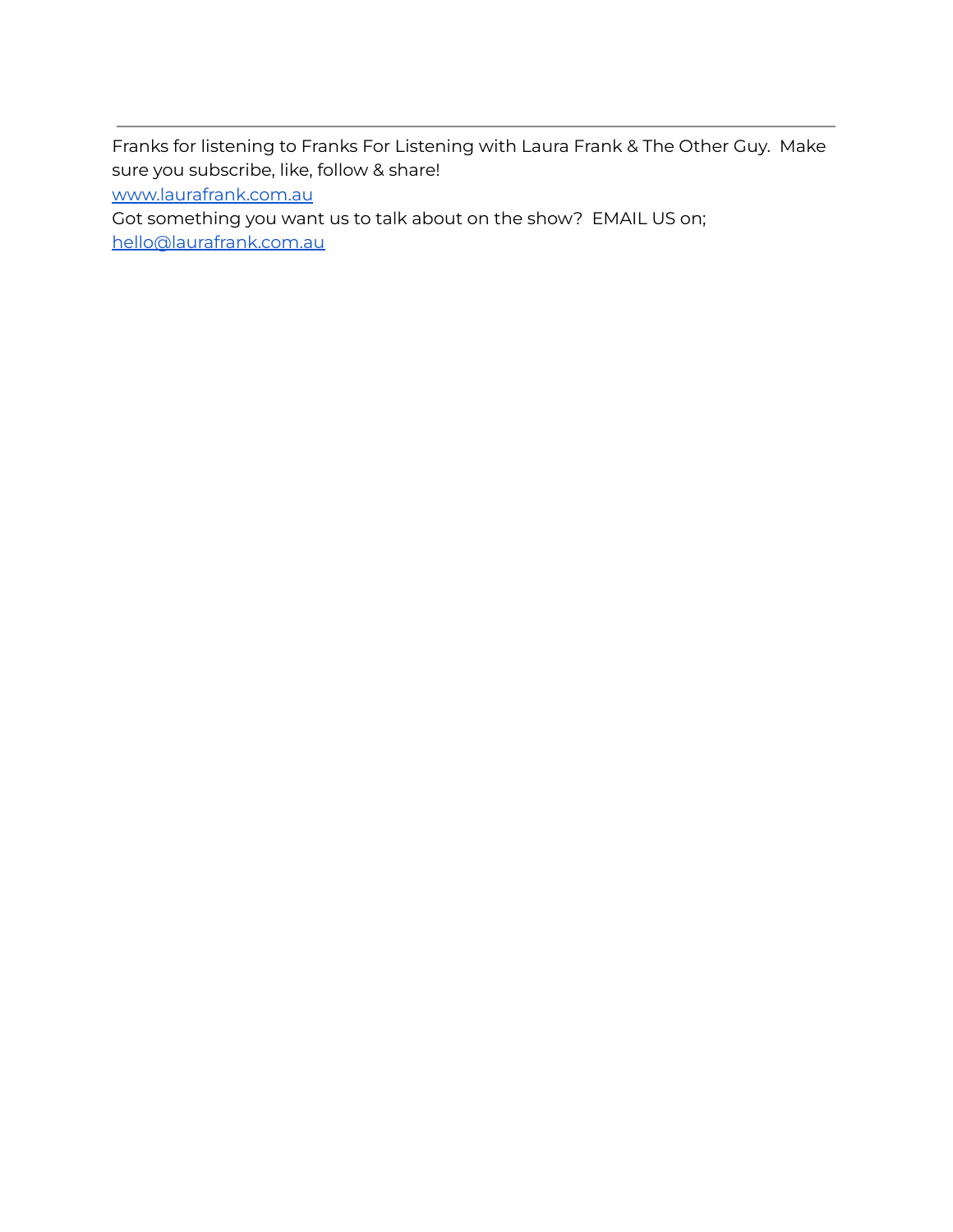---

Franks for listening to Franks For Listening with Laura Frank & The Other Guy.  Make sure you subscribe, like, follow & share!

[www.laurafrank.com.au](http://www.laurafrank.com.au)

Got something you want us to talk about on the show?  EMAIL US on;

[hello@laurafrank.com.au](mailto:hello@laurafrank.com.au)